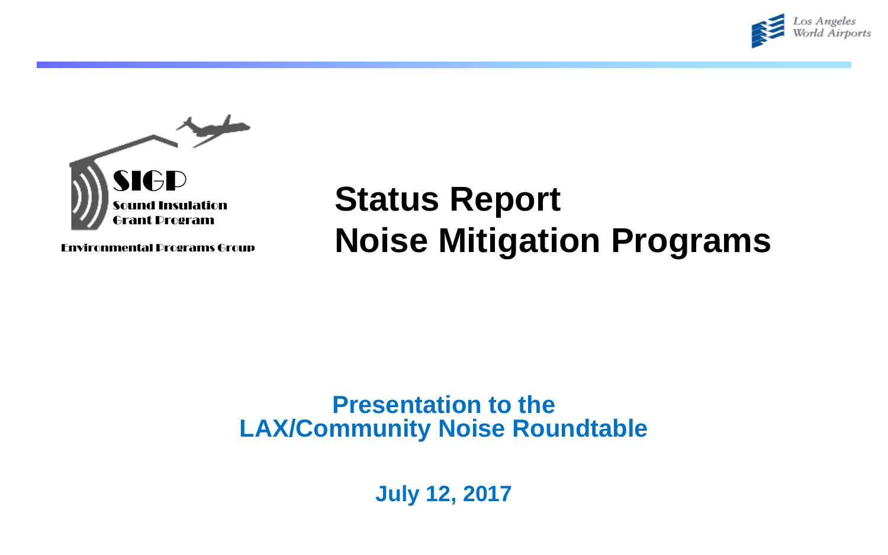Los Angeles World Airports

SIGP
Sound Insulation Grant Program

Environmental Programs Group

# Status Report
# Noise Mitigation Programs

**Presentation to the LAX/Community Noise Roundtable**

**July 12, 2017**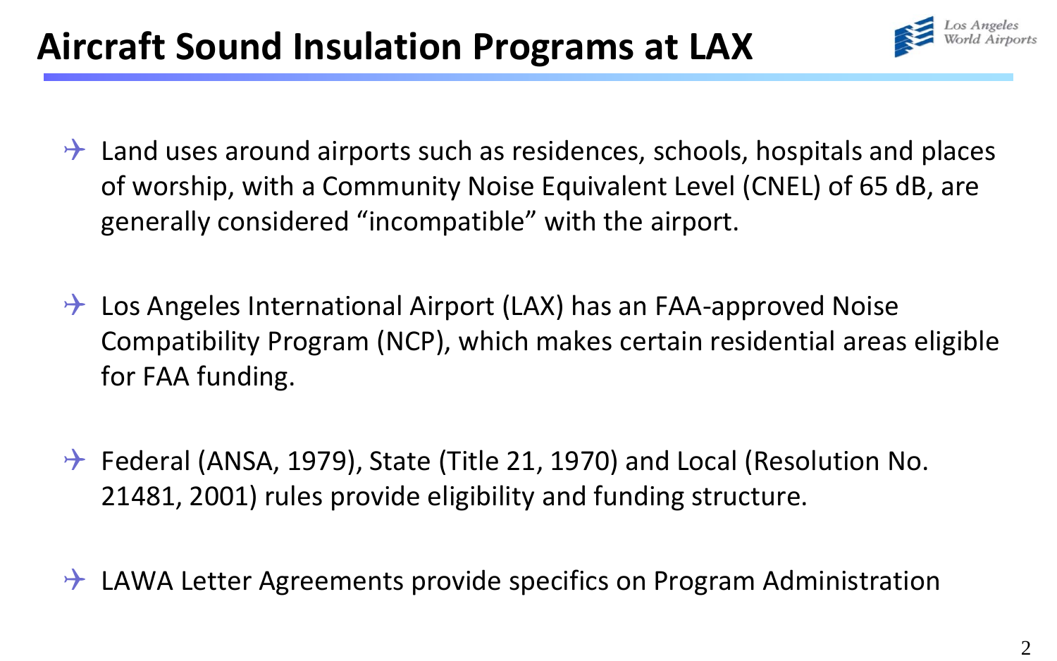# Aircraft Sound Insulation Programs at LAX

- Land uses around airports such as residences, schools, hospitals and places of worship, with a Community Noise Equivalent Level (CNEL) of 65 dB, are generally considered "incompatible" with the airport.

- Los Angeles International Airport (LAX) has an FAA-approved Noise Compatibility Program (NCP), which makes certain residential areas eligible for FAA funding.

- Federal (ANSA, 1979), State (Title 21, 1970) and Local (Resolution No. 21481, 2001) rules provide eligibility and funding structure.

- LAWA Letter Agreements provide specifics on Program Administration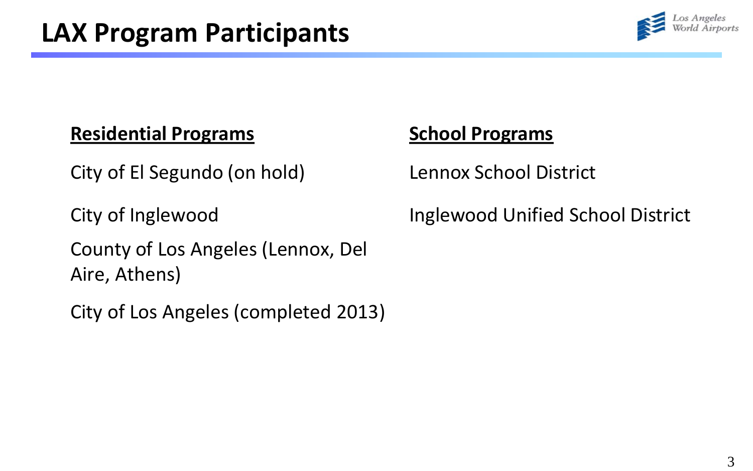# LAX Program Participants

**Residential Programs**

City of El Segundo (on hold)

City of Inglewood

County of Los Angeles (Lennox, Del Aire, Athens)

City of Los Angeles (completed 2013)

**School Programs**

Lennox School District

Inglewood Unified School District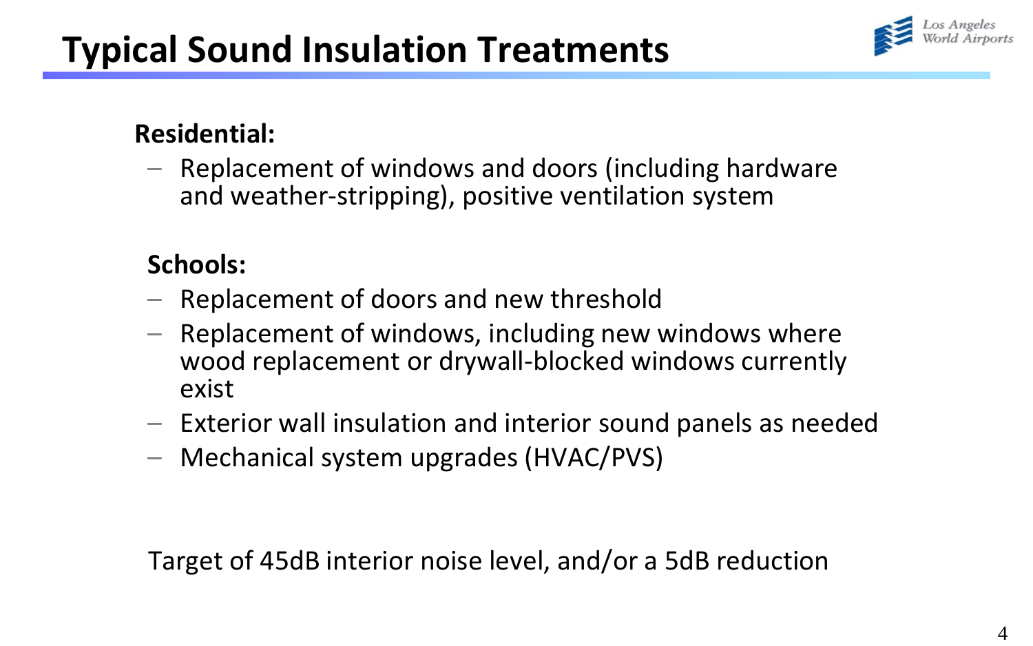# Typical Sound Insulation Treatments

**Residential:**

- Replacement of windows and doors (including hardware and weather-stripping), positive ventilation system

**Schools:**

- Replacement of doors and new threshold
- Replacement of windows, including new windows where wood replacement or drywall-blocked windows currently exist
- Exterior wall insulation and interior sound panels as needed
- Mechanical system upgrades (HVAC/PVS)

Target of 45dB interior noise level, and/or a 5dB reduction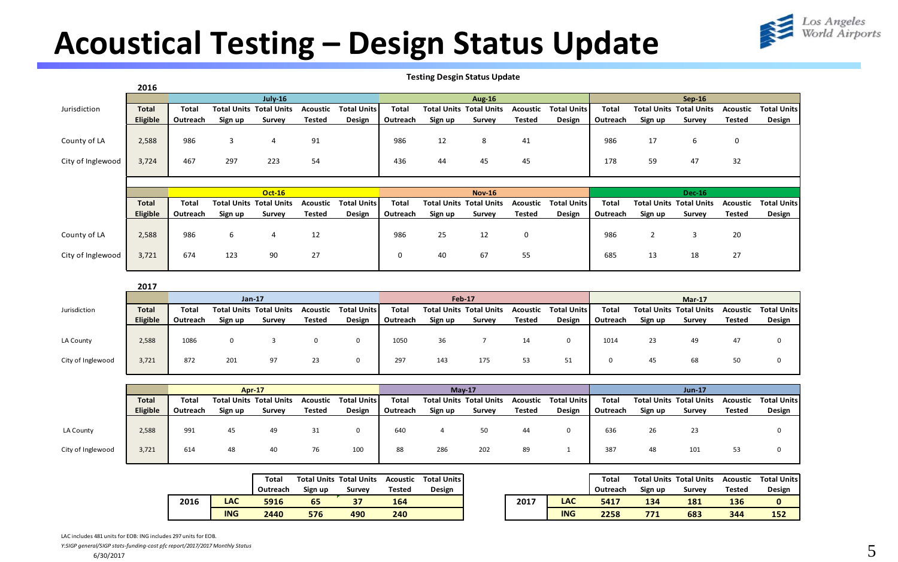# Acoustical Testing – Design Status Update

**Testing Desgin Status Update**

**2016**

| Jurisdiction | Total Eligible | July-16 Total Outreach | Total Units Sign up | Total Units Survey | Acoustic Tested | Total Units Design | Aug-16 Total Outreach | Total Units Sign up | Total Units Survey | Acoustic Tested | Total Units Design | Sep-16 Total Outreach | Total Units Sign up | Total Units Survey | Acoustic Tested | Total Units Design |
|---|---|---|---|---|---|---|---|---|---|---|---|---|---|---|---|---|
| County of LA | 2,588 | 986 | 3 | 4 | 91 | | 986 | 12 | 8 | 41 | | 986 | 17 | 6 | 0 | |
| City of Inglewood | 3,724 | 467 | 297 | 223 | 54 | | 436 | 44 | 45 | 45 | | 178 | 59 | 47 | 32 | |

| Jurisdiction | Total Eligible | Oct-16 Total Outreach | Total Units Sign up | Total Units Survey | Acoustic Tested | Total Units Design | Nov-16 Total Outreach | Total Units Sign up | Total Units Survey | Acoustic Tested | Total Units Design | Dec-16 Total Outreach | Total Units Sign up | Total Units Survey | Acoustic Tested | Total Units Design |
|---|---|---|---|---|---|---|---|---|---|---|---|---|---|---|---|---|
| County of LA | 2,588 | 986 | 6 | 4 | 12 | | 986 | 25 | 12 | 0 | | 986 | 2 | 3 | 20 | |
| City of Inglewood | 3,721 | 674 | 123 | 90 | 27 | | 0 | 40 | 67 | 55 | | 685 | 13 | 18 | 27 | |

**2017**

| Jurisdiction | Total Eligible | Jan-17 Total Outreach | Total Units Sign up | Total Units Survey | Acoustic Tested | Total Units Design | Feb-17 Total Outreach | Total Units Sign up | Total Units Survey | Acoustic Tested | Total Units Design | Mar-17 Total Outreach | Total Units Sign up | Total Units Survey | Acoustic Tested | Total Units Design |
|---|---|---|---|---|---|---|---|---|---|---|---|---|---|---|---|---|
| LA County | 2,588 | 1086 | 0 | 3 | 0 | 0 | 1050 | 36 | 7 | 14 | 0 | 1014 | 23 | 49 | 47 | 0 |
| City of Inglewood | 3,721 | 872 | 201 | 97 | 23 | 0 | 297 | 143 | 175 | 53 | 51 | 0 | 45 | 68 | 50 | 0 |

| Jurisdiction | Total Eligible | Apr-17 Total Outreach | Total Units Sign up | Total Units Survey | Acoustic Tested | Total Units Design | May-17 Total Outreach | Total Units Sign up | Total Units Survey | Acoustic Tested | Total Units Design | Jun-17 Total Outreach | Total Units Sign up | Total Units Survey | Acoustic Tested | Total Units Design |
|---|---|---|---|---|---|---|---|---|---|---|---|---|---|---|---|---|
| LA County | 2,588 | 991 | 45 | 49 | 31 | 0 | 640 | 4 | 50 | 44 | 0 | 636 | 26 | 23 | | 0 |
| City of Inglewood | 3,721 | 614 | 48 | 40 | 76 | 100 | 88 | 286 | 202 | 89 | 1 | 387 | 48 | 101 | 53 | 0 |

| Year | | Total Outreach | Total Units Sign up | Total Units Survey | Acoustic Tested | Total Units Design |
|---|---|---|---|---|---|---|
| **2016** | **LAC** | **5916** | **65** | **37** | **164** | |
| | **ING** | **2440** | **576** | **490** | **240** | |

| Year | | Total Outreach | Total Units Sign up | Total Units Survey | Acoustic Tested | Total Units Design |
|---|---|---|---|---|---|---|
| **2017** | **LAC** | **5417** | **134** | **181** | **136** | **0** |
| | **ING** | **2258** | **771** | **683** | **344** | **152** |

LAC includes 481 units for EOB: ING includes 297 units for EOB.

*Y:SIGP general/SIGP stats-funding-cost pfc report/2017/2017 Monthly Status*

6/30/2017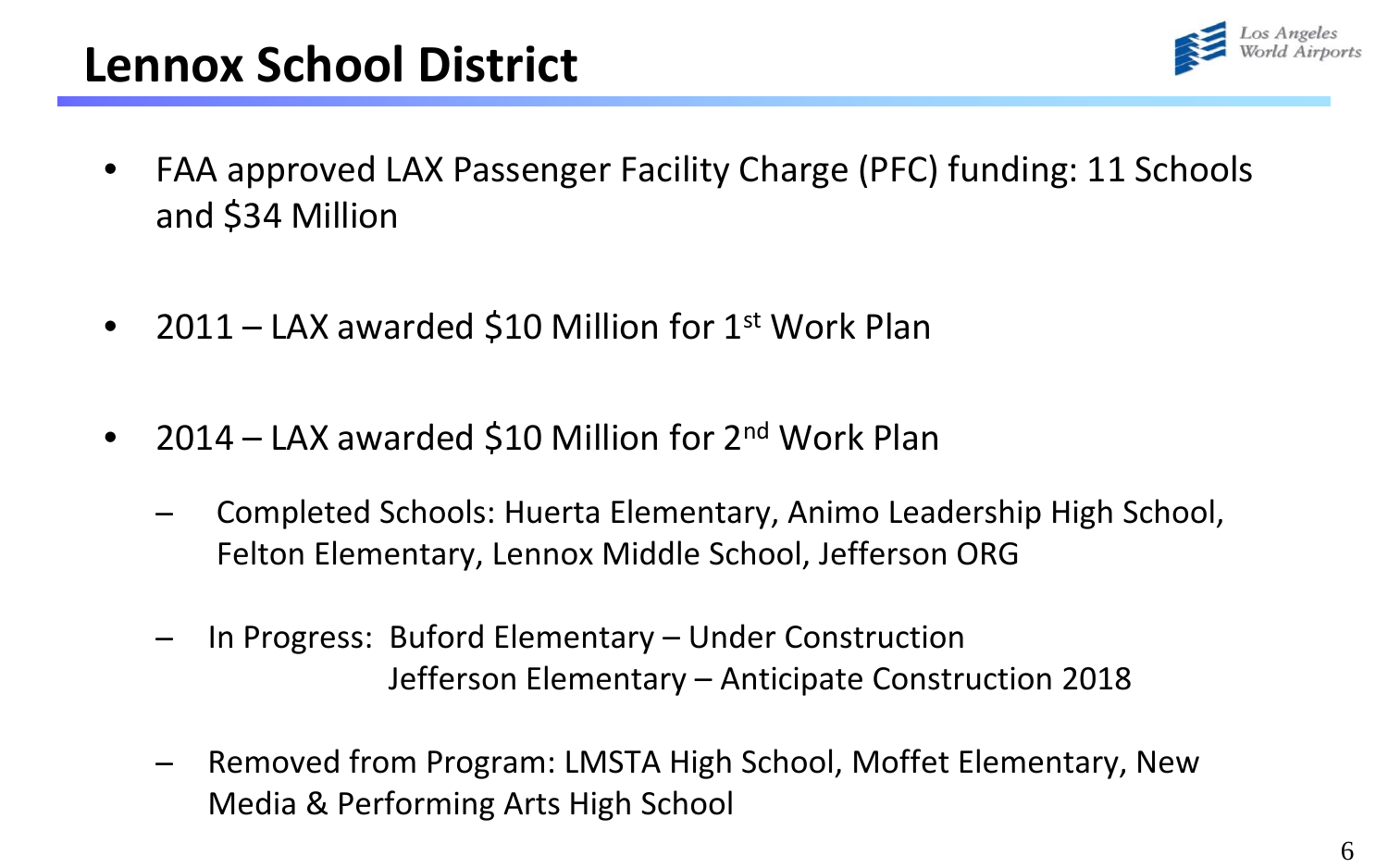# Lennox School District

- FAA approved LAX Passenger Facility Charge (PFC) funding: 11 Schools and $34 Million

- 2011 – LAX awarded $10 Million for 1st Work Plan

- 2014 – LAX awarded $10 Million for 2nd Work Plan
  - Completed Schools: Huerta Elementary, Animo Leadership High School, Felton Elementary, Lennox Middle School, Jefferson ORG
  - In Progress: Buford Elementary – Under Construction
    Jefferson Elementary – Anticipate Construction 2018
  - Removed from Program: LMSTA High School, Moffet Elementary, New Media & Performing Arts High School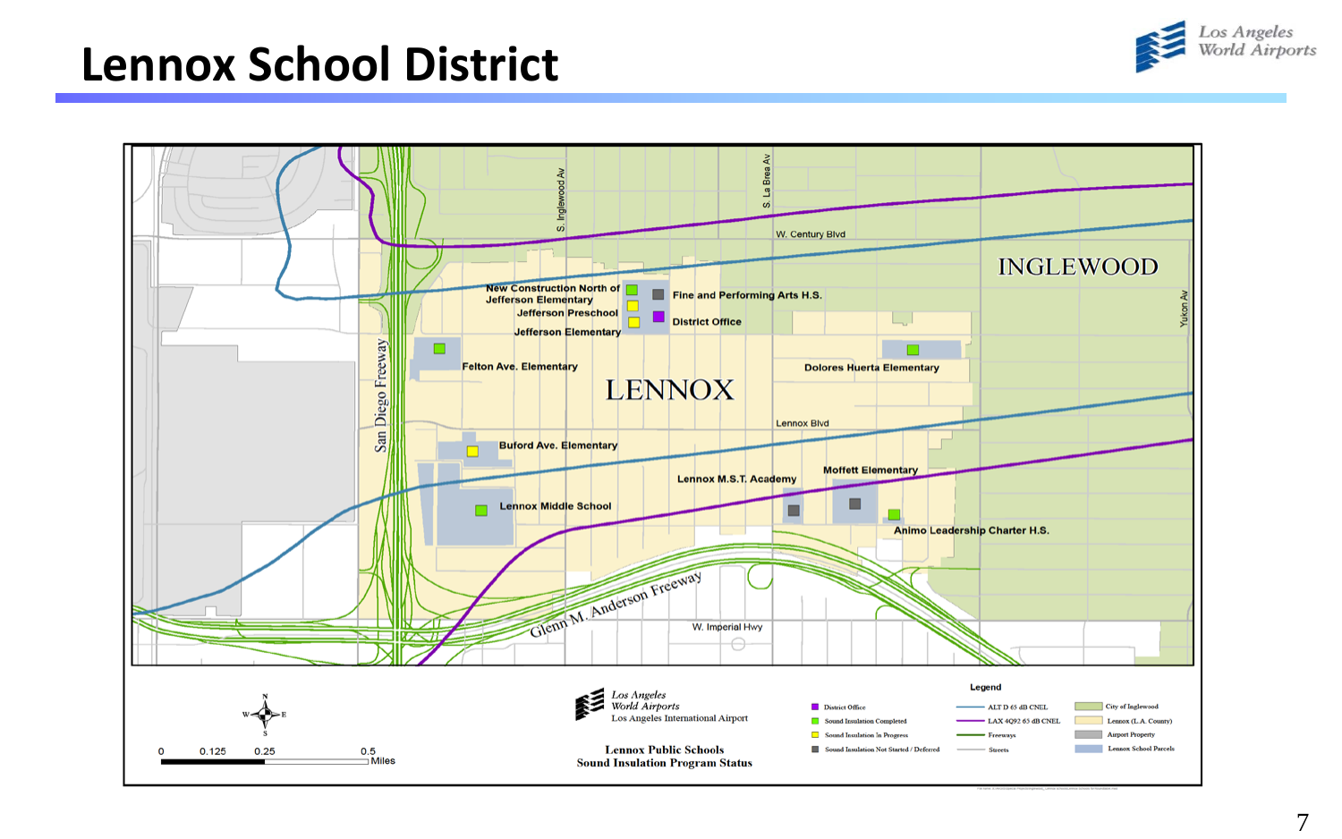# Lennox School District

INGLEWOOD

LENNOX

W. Century Blvd

S. Inglewood Av

S. La Brea Av

Yukon Av

San Diego Freeway

Lennox Blvd

Glenn M. Anderson Freeway

W. Imperial Hwy

New Construction North of Jefferson Elementary

Jefferson Preschool

Jefferson Elementary

Fine and Performing Arts H.S.

District Office

Felton Ave. Elementary

Dolores Huerta Elementary

Buford Ave. Elementary

Lennox M.S.T. Academy

Moffett Elementary

Lennox Middle School

Animo Leadership Charter H.S.

Legend

- District Office
- Sound Insulation Completed
- Sound Insulation In Progress
- Sound Insulation Not Started / Deferred
- ALT D 65 dB CNEL
- LAX 4Q92 65 dB CNEL
- Freeways
- Streets
- City of Inglewood
- Lennox (L.A. County)
- Airport Property
- Lennox School Parcels

0 0.125 0.25 0.5 Miles

Los Angeles World Airports
Los Angeles International Airport

Lennox Public Schools
Sound Insulation Program Status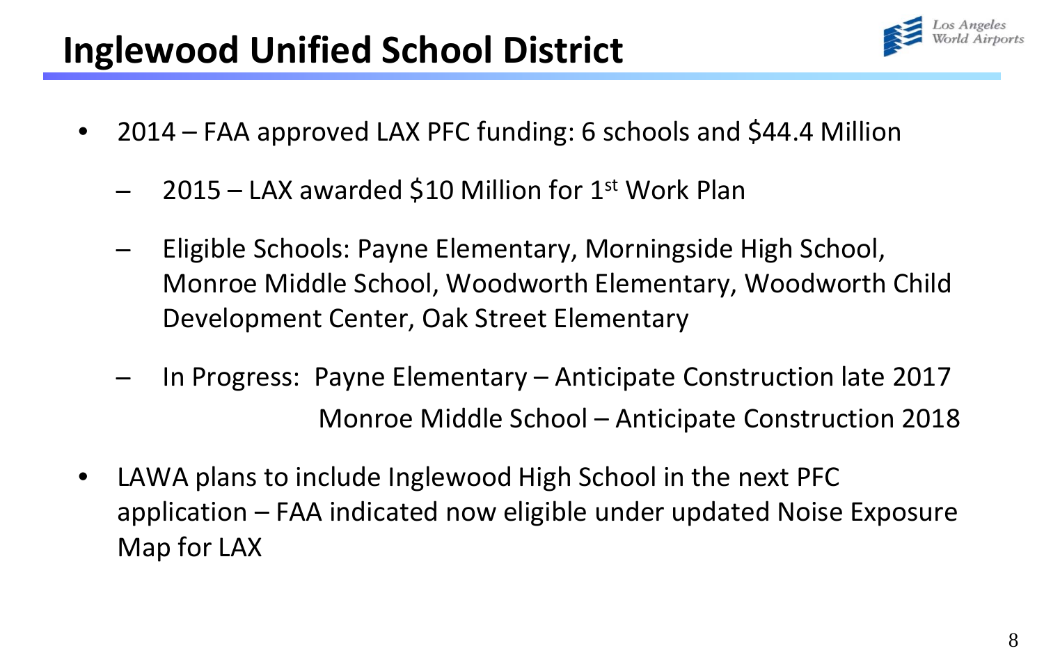# Inglewood Unified School District

- 2014 – FAA approved LAX PFC funding: 6 schools and $44.4 Million
  - 2015 – LAX awarded $10 Million for 1st Work Plan
  - Eligible Schools: Payne Elementary, Morningside High School, Monroe Middle School, Woodworth Elementary, Woodworth Child Development Center, Oak Street Elementary
  - In Progress: Payne Elementary – Anticipate Construction late 2017
    Monroe Middle School – Anticipate Construction 2018
- LAWA plans to include Inglewood High School in the next PFC application – FAA indicated now eligible under updated Noise Exposure Map for LAX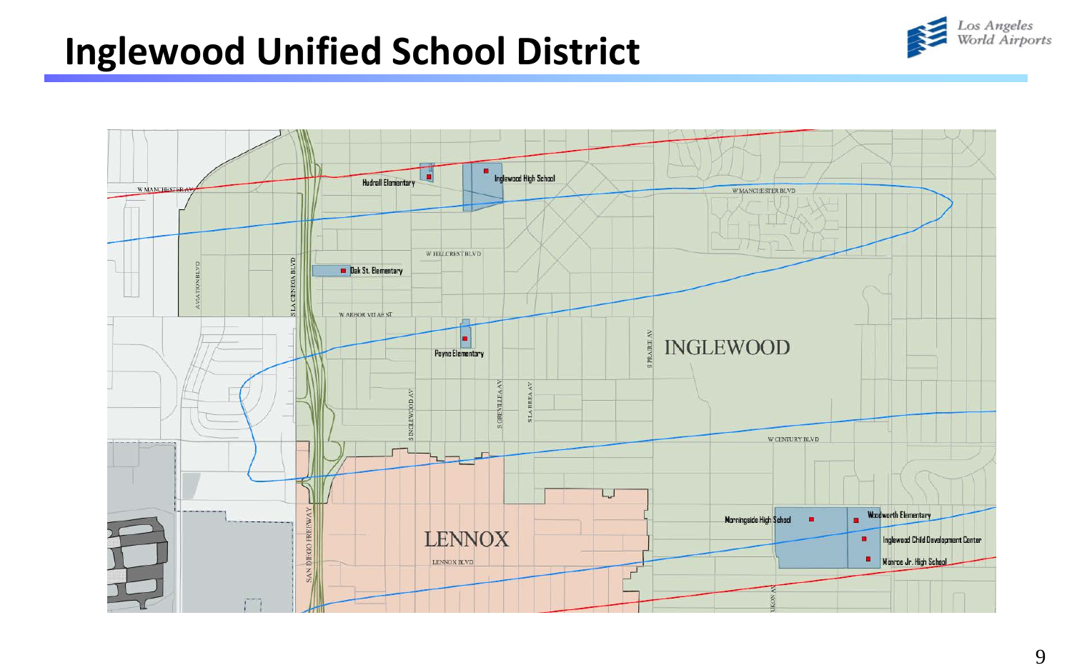# Inglewood Unified School District

W MANCHESTER AV

Hudnall Elementary

Inglewood High School

W MANCHESTER BLVD

W HILLCREST BLVD

Oak St. Elementary

AVIATION BLVD

S LA CIENEGA BLVD

W ARBOR VITAE ST

Payne Elementary

S PRAIRIE AV

INGLEWOOD

S INGLEWOOD AV

S GREVILLEA AV

S LA BREA AV

W CENTURY BLVD

SAN DIEGO FREEWAY

LENNOX

LENNOX BLVD

Morningside High School

Woodworth Elementary

Inglewood Child Development Center

Monroe Jr. High School

YUKON AV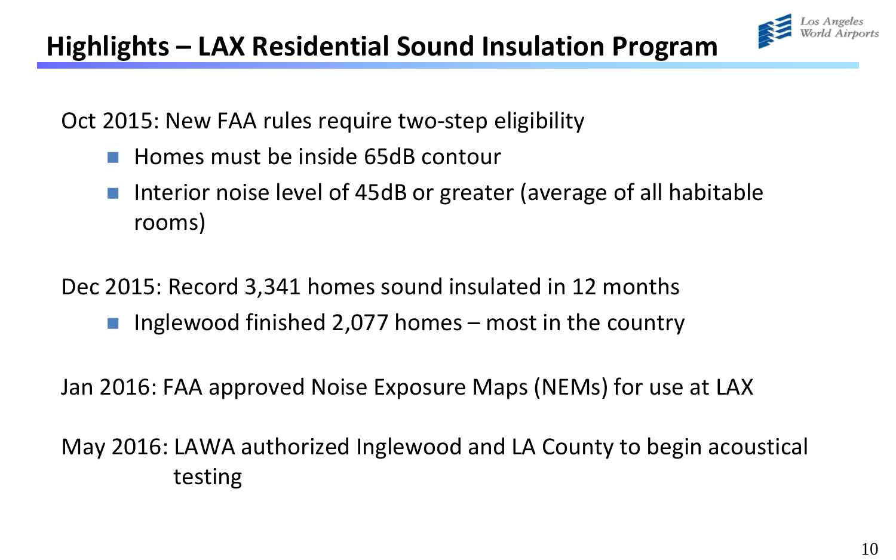# Highlights – LAX Residential Sound Insulation Program

Los Angeles World Airports

Oct 2015: New FAA rules require two-step eligibility

- Homes must be inside 65dB contour
- Interior noise level of 45dB or greater (average of all habitable rooms)

Dec 2015: Record 3,341 homes sound insulated in 12 months

- Inglewood finished 2,077 homes – most in the country

Jan 2016: FAA approved Noise Exposure Maps (NEMs) for use at LAX

May 2016: LAWA authorized Inglewood and LA County to begin acoustical testing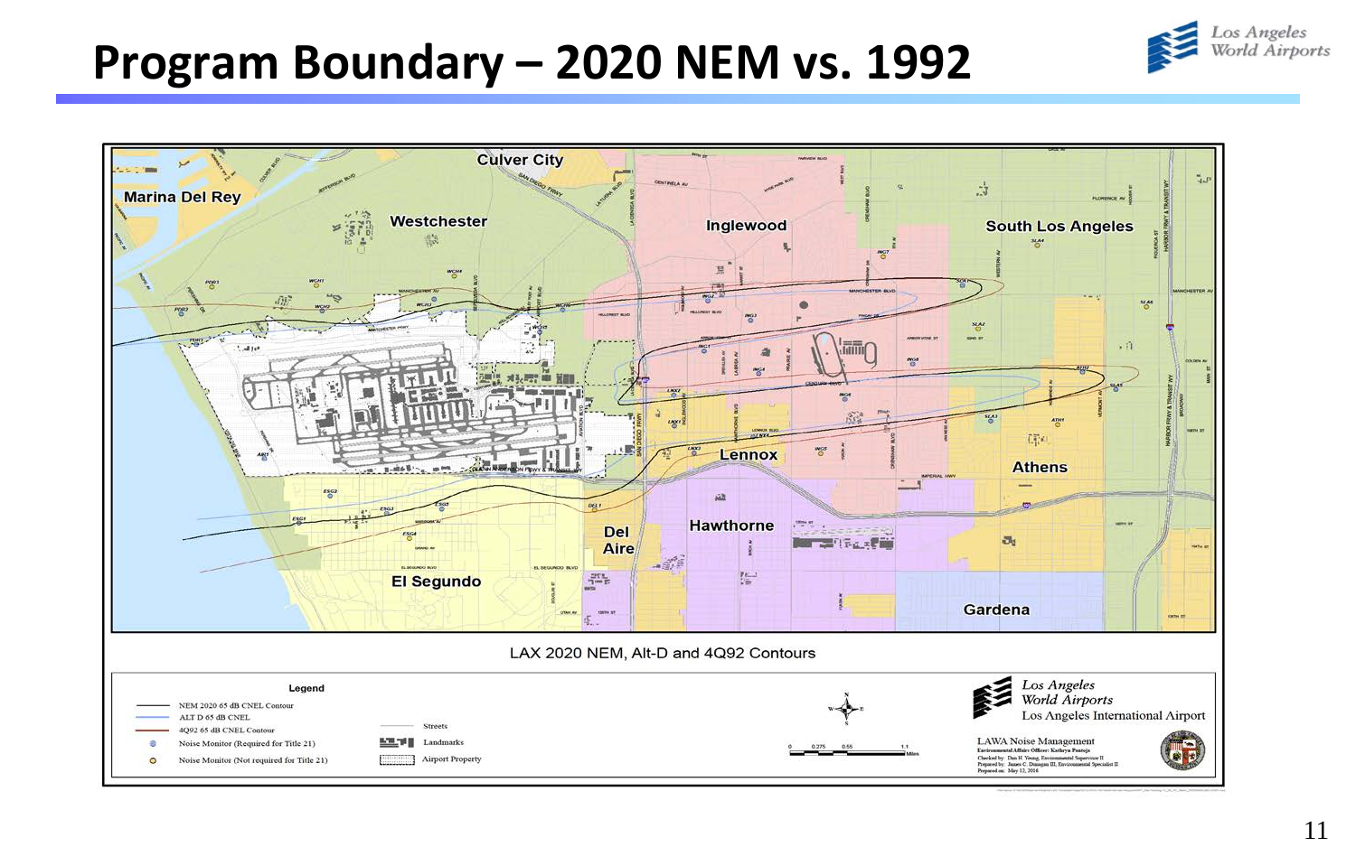# Program Boundary – 2020 NEM vs. 1992

Culver City

Marina Del Rey

Westchester

Inglewood

South Los Angeles

Lennox

Athens

Hawthorne

Del Aire

El Segundo

Gardena

LAX 2020 NEM, Alt-D and 4Q92 Contours

**Legend**

- NEM 2020 65 dB CNEL Contour
- ALT D 65 dB CNEL
- 4Q92 65 dB CNEL Contour
- Noise Monitor (Required for Title 21)
- Noise Monitor (Not required for Title 21)
- Streets
- Landmarks
- Airport Property

0 0.275 0.55 1.1 Miles

Los Angeles World Airports
Los Angeles International Airport

LAWA Noise Management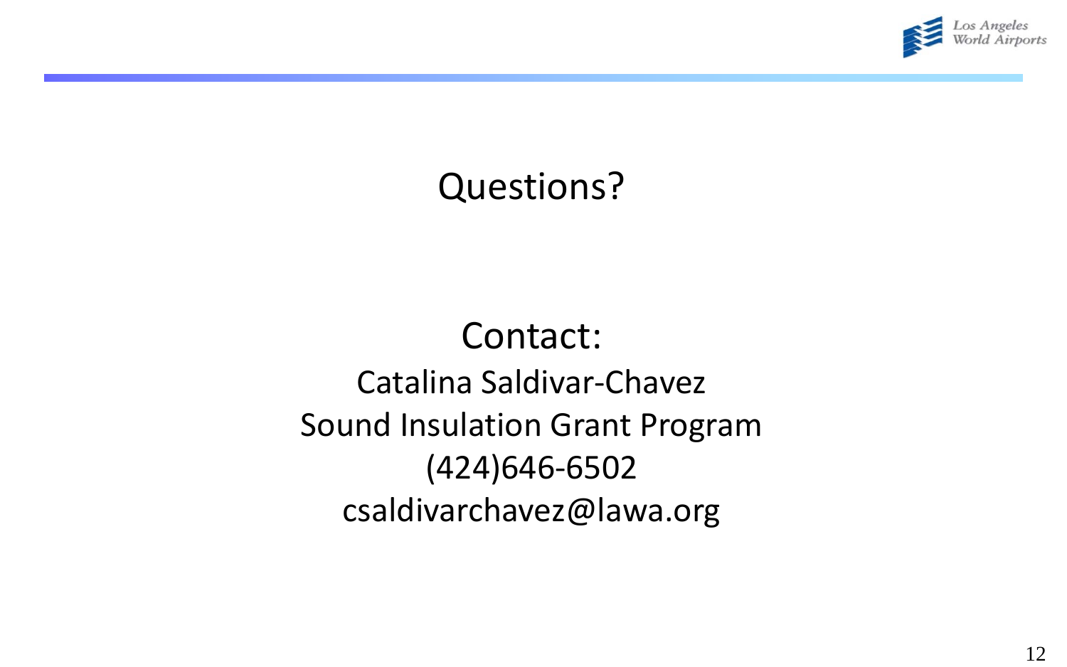# Questions?

## Contact:

Catalina Saldivar-Chavez
Sound Insulation Grant Program
(424)646-6502
csaldivarchavez@lawa.org